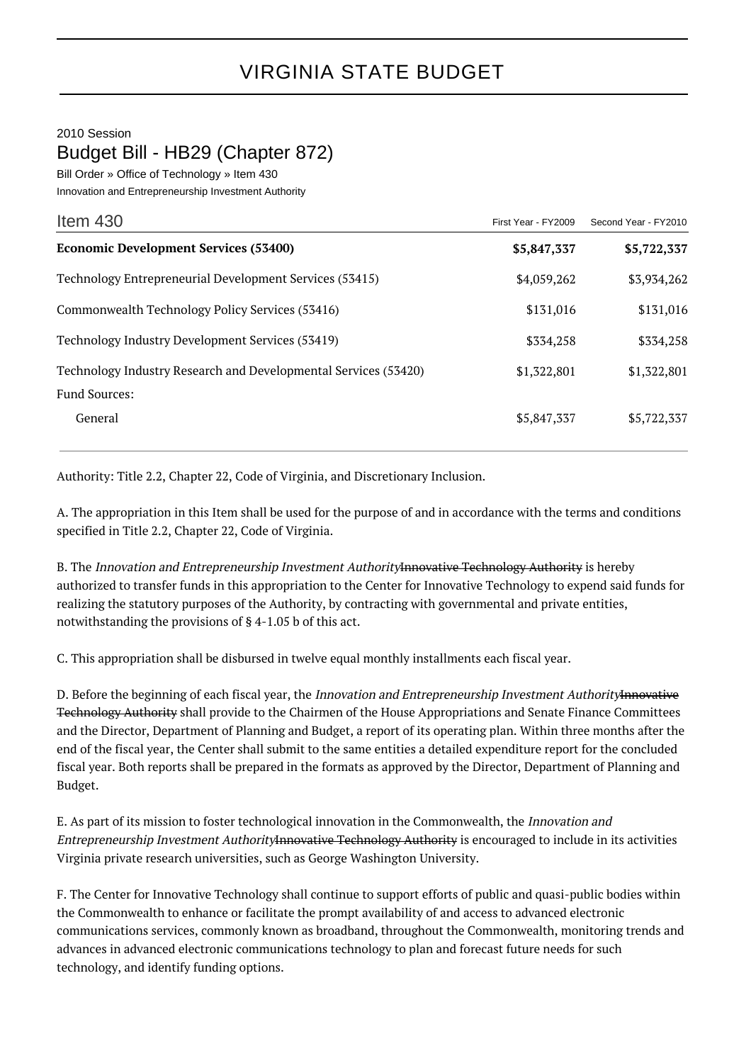# VIRGINIA STATE BUDGET

2010 Session

## Budget Bill - HB29 (Chapter 872)

Bill Order » Office of Technology » Item 430

Innovation and Entrepreneurship Investment Authority

| Item 430 | First Year - FY2009 | Second Year - FY2010 |
|---|---|---|
| **Economic Development Services (53400)** | **$5,847,337** | **$5,722,337** |
| Technology Entrepreneurial Development Services (53415) | $4,059,262 | $3,934,262 |
| Commonwealth Technology Policy Services (53416) | $131,016 | $131,016 |
| Technology Industry Development Services (53419) | $334,258 | $334,258 |
| Technology Industry Research and Developmental Services (53420) | $1,322,801 | $1,322,801 |
| Fund Sources: | | |
| General | $5,847,337 | $5,722,337 |

Authority: Title 2.2, Chapter 22, Code of Virginia, and Discretionary Inclusion.

A. The appropriation in this Item shall be used for the purpose of and in accordance with the terms and conditions specified in Title 2.2, Chapter 22, Code of Virginia.

B. The *Innovation and Entrepreneurship Investment Authority*~~Innovative Technology Authority~~ is hereby authorized to transfer funds in this appropriation to the Center for Innovative Technology to expend said funds for realizing the statutory purposes of the Authority, by contracting with governmental and private entities, notwithstanding the provisions of § 4-1.05 b of this act.

C. This appropriation shall be disbursed in twelve equal monthly installments each fiscal year.

D. Before the beginning of each fiscal year, the *Innovation and Entrepreneurship Investment Authority*~~Innovative Technology Authority~~ shall provide to the Chairmen of the House Appropriations and Senate Finance Committees and the Director, Department of Planning and Budget, a report of its operating plan. Within three months after the end of the fiscal year, the Center shall submit to the same entities a detailed expenditure report for the concluded fiscal year. Both reports shall be prepared in the formats as approved by the Director, Department of Planning and Budget.

E. As part of its mission to foster technological innovation in the Commonwealth, the *Innovation and Entrepreneurship Investment Authority*~~Innovative Technology Authority~~ is encouraged to include in its activities Virginia private research universities, such as George Washington University.

F. The Center for Innovative Technology shall continue to support efforts of public and quasi-public bodies within the Commonwealth to enhance or facilitate the prompt availability of and access to advanced electronic communications services, commonly known as broadband, throughout the Commonwealth, monitoring trends and advances in advanced electronic communications technology to plan and forecast future needs for such technology, and identify funding options.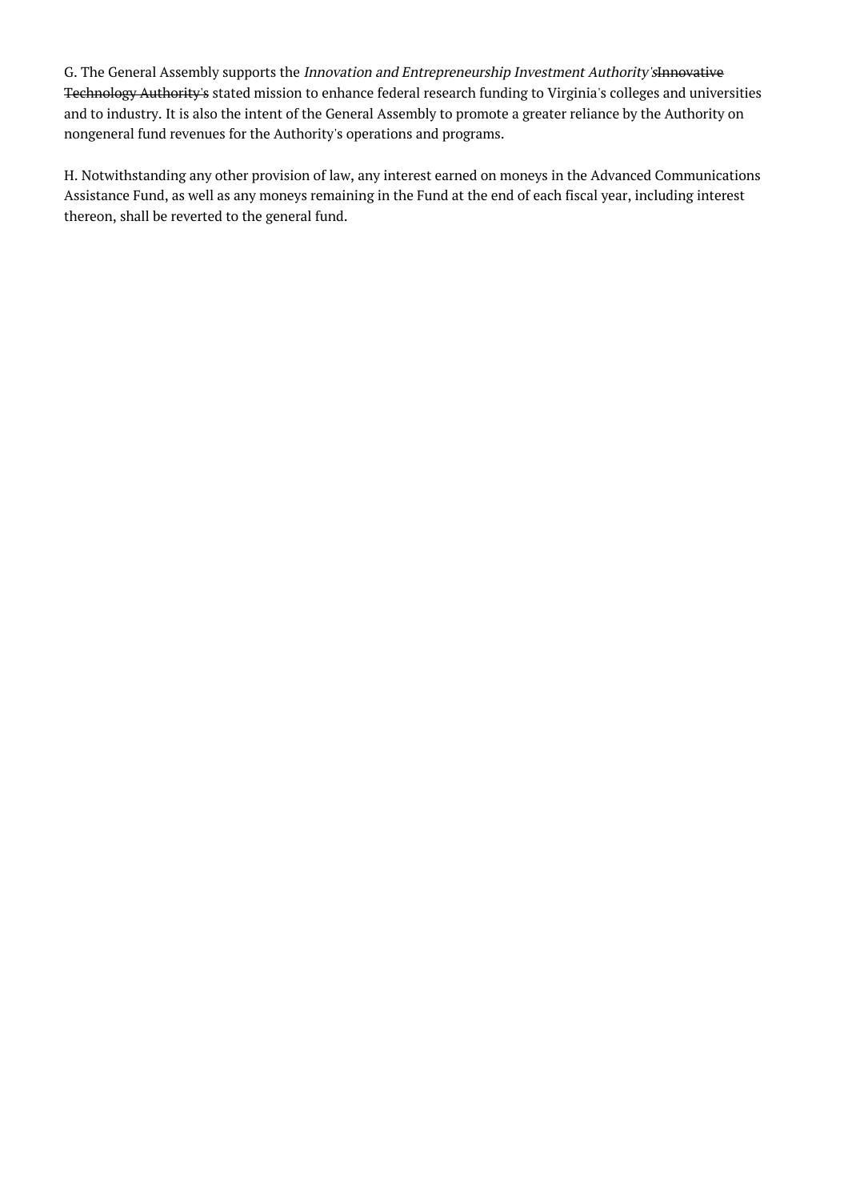G. The General Assembly supports the *Innovation and Entrepreneurship Investment Authority's*~~Innovative Technology Authority's~~ stated mission to enhance federal research funding to Virginia's colleges and universities and to industry. It is also the intent of the General Assembly to promote a greater reliance by the Authority on nongeneral fund revenues for the Authority's operations and programs.

H. Notwithstanding any other provision of law, any interest earned on moneys in the Advanced Communications Assistance Fund, as well as any moneys remaining in the Fund at the end of each fiscal year, including interest thereon, shall be reverted to the general fund.